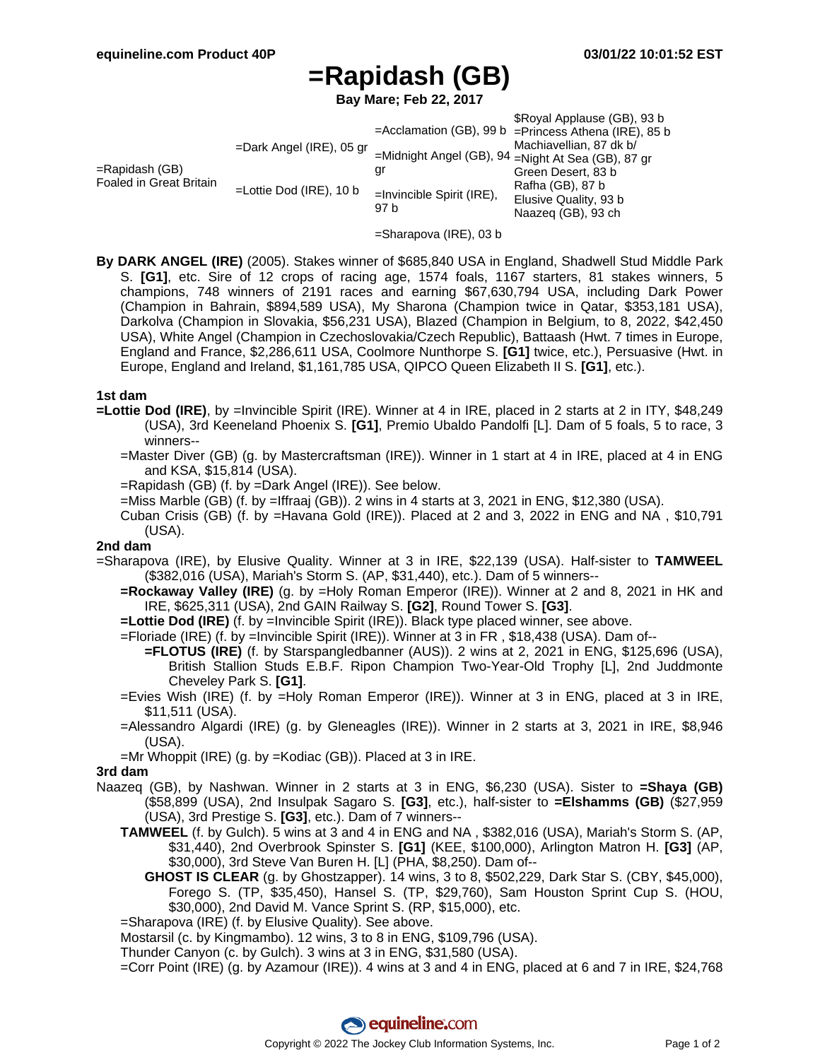# =Rapidash (GB)

**Bay Mare; Feb 22, 2017**

| | | | |
|---|---|---|---|
| =Rapidash (GB) Foaled in Great Britain | =Dark Angel (IRE), 05 gr | =Acclamation (GB), 99 b | $Royal Applause (GB), 93 b |
| | | | =Princess Athena (IRE), 85 b |
| | | =Midnight Angel (GB), 94 gr | Machiavellian, 87 dk b/ |
| | | | =Night At Sea (GB), 87 gr |
| | =Lottie Dod (IRE), 10 b | =Invincible Spirit (IRE), 97 b | Green Desert, 83 b |
| | | | Rafha (GB), 87 b |
| | | =Sharapova (IRE), 03 b | Elusive Quality, 93 b |
| | | | Naazeq (GB), 93 ch |

**By DARK ANGEL (IRE)** (2005). Stakes winner of $685,840 USA in England, Shadwell Stud Middle Park S. **[G1]**, etc. Sire of 12 crops of racing age, 1574 foals, 1167 starters, 81 stakes winners, 5 champions, 748 winners of 2191 races and earning $67,630,794 USA, including Dark Power (Champion in Bahrain, $894,589 USA), My Sharona (Champion twice in Qatar, $353,181 USA), Darkolva (Champion in Slovakia, $56,231 USA), Blazed (Champion in Belgium, to 8, 2022, $42,450 USA), White Angel (Champion in Czechoslovakia/Czech Republic), Battaash (Hwt. 7 times in Europe, England and France, $2,286,611 USA, Coolmore Nunthorpe S. **[G1]** twice, etc.), Persuasive (Hwt. in Europe, England and Ireland, $1,161,785 USA, QIPCO Queen Elizabeth II S. **[G1]**, etc.).

## 1st dam

**=Lottie Dod (IRE)**, by =Invincible Spirit (IRE). Winner at 4 in IRE, placed in 2 starts at 2 in ITY, $48,249 (USA), 3rd Keeneland Phoenix S. **[G1]**, Premio Ubaldo Pandolfi [L]. Dam of 5 foals, 5 to race, 3 winners--

- =Master Diver (GB) (g. by Mastercraftsman (IRE)). Winner in 1 start at 4 in IRE, placed at 4 in ENG and KSA, $15,814 (USA).
- =Rapidash (GB) (f. by =Dark Angel (IRE)). See below.
- =Miss Marble (GB) (f. by =Iffraaj (GB)). 2 wins in 4 starts at 3, 2021 in ENG, $12,380 (USA).
- Cuban Crisis (GB) (f. by =Havana Gold (IRE)). Placed at 2 and 3, 2022 in ENG and NA , $10,791 (USA).

## 2nd dam

=Sharapova (IRE), by Elusive Quality. Winner at 3 in IRE, $22,139 (USA). Half-sister to **TAMWEEL** ($382,016 (USA), Mariah's Storm S. (AP, $31,440), etc.). Dam of 5 winners--

- **=Rockaway Valley (IRE)** (g. by =Holy Roman Emperor (IRE)). Winner at 2 and 8, 2021 in HK and IRE, $625,311 (USA), 2nd GAIN Railway S. **[G2]**, Round Tower S. **[G3]**.
- **=Lottie Dod (IRE)** (f. by =Invincible Spirit (IRE)). Black type placed winner, see above.
- =Floriade (IRE) (f. by =Invincible Spirit (IRE)). Winner at 3 in FR , $18,438 (USA). Dam of--
  - **=FLOTUS (IRE)** (f. by Starspangledbanner (AUS)). 2 wins at 2, 2021 in ENG, $125,696 (USA), British Stallion Studs E.B.F. Ripon Champion Two-Year-Old Trophy [L], 2nd Juddmonte Cheveley Park S. **[G1]**.
- =Evies Wish (IRE) (f. by =Holy Roman Emperor (IRE)). Winner at 3 in ENG, placed at 3 in IRE, $11,511 (USA).
- =Alessandro Algardi (IRE) (g. by Gleneagles (IRE)). Winner in 2 starts at 3, 2021 in IRE, $8,946 (USA).
- =Mr Whoppit (IRE) (g. by =Kodiac (GB)). Placed at 3 in IRE.

## 3rd dam

Naazeq (GB), by Nashwan. Winner in 2 starts at 3 in ENG, $6,230 (USA). Sister to **=Shaya (GB)** ($58,899 (USA), 2nd Insulpak Sagaro S. **[G3]**, etc.), half-sister to **=Elshamms (GB)** ($27,959 (USA), 3rd Prestige S. **[G3]**, etc.). Dam of 7 winners--

- **TAMWEEL** (f. by Gulch). 5 wins at 3 and 4 in ENG and NA , $382,016 (USA), Mariah's Storm S. (AP, $31,440), 2nd Overbrook Spinster S. **[G1]** (KEE, $100,000), Arlington Matron H. **[G3]** (AP, $30,000), 3rd Steve Van Buren H. [L] (PHA, $8,250). Dam of--
  - **GHOST IS CLEAR** (g. by Ghostzapper). 14 wins, 3 to 8, $502,229, Dark Star S. (CBY, $45,000), Forego S. (TP, $35,450), Hansel S. (TP, $29,760), Sam Houston Sprint Cup S. (HOU, $30,000), 2nd David M. Vance Sprint S. (RP, $15,000), etc.
- =Sharapova (IRE) (f. by Elusive Quality). See above.
- Mostarsil (c. by Kingmambo). 12 wins, 3 to 8 in ENG, $109,796 (USA).
- Thunder Canyon (c. by Gulch). 3 wins at 3 in ENG, $31,580 (USA).
- =Corr Point (IRE) (g. by Azamour (IRE)). 4 wins at 3 and 4 in ENG, placed at 6 and 7 in IRE, $24,768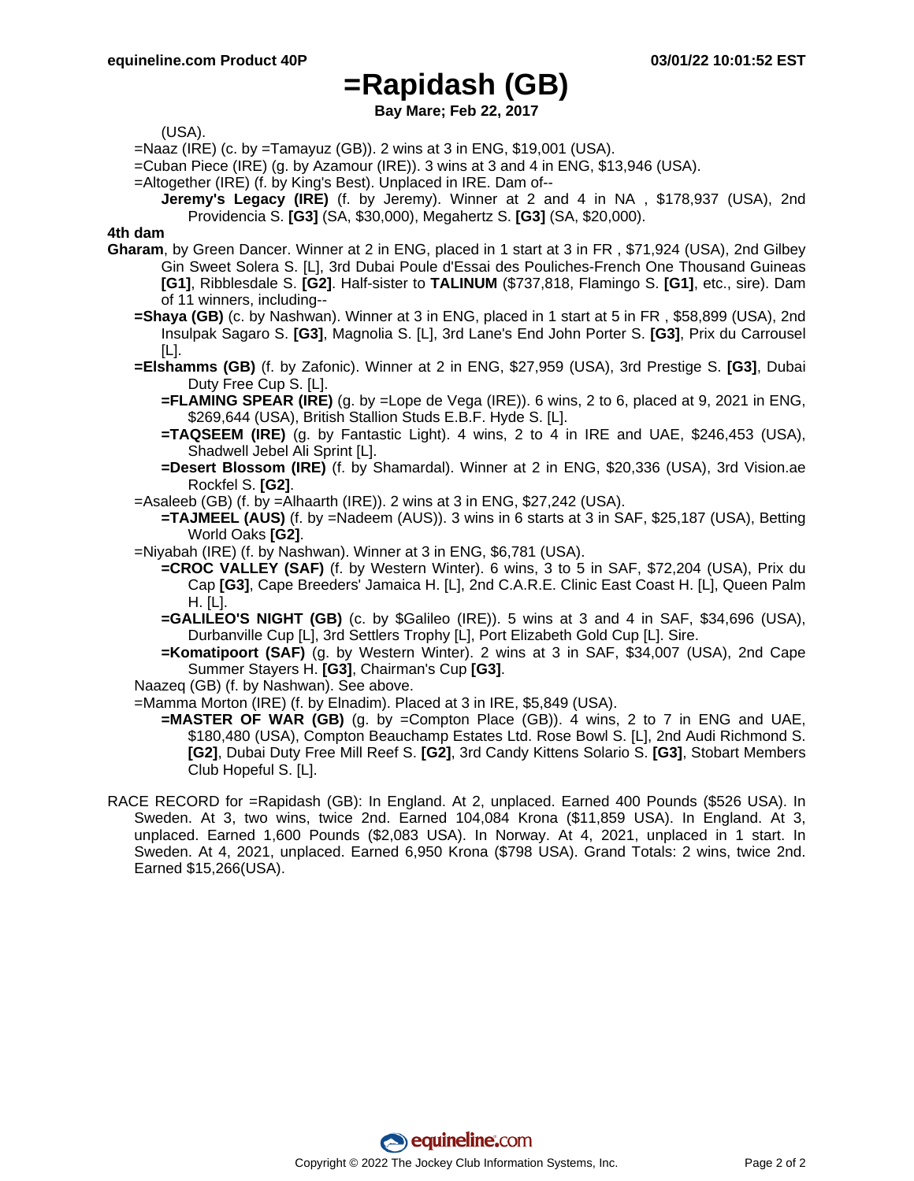# =Rapidash (GB)

**Bay Mare; Feb 22, 2017**

(USA).

=Naaz (IRE) (c. by =Tamayuz (GB)). 2 wins at 3 in ENG, $19,001 (USA).

=Cuban Piece (IRE) (g. by Azamour (IRE)). 3 wins at 3 and 4 in ENG, $13,946 (USA).

=Altogether (IRE) (f. by King's Best). Unplaced in IRE. Dam of--

**Jeremy's Legacy (IRE)** (f. by Jeremy). Winner at 2 and 4 in NA , $178,937 (USA), 2nd Providencia S. **[G3]** (SA, $30,000), Megahertz S. **[G3]** (SA, $20,000).

**4th dam**

**Gharam**, by Green Dancer. Winner at 2 in ENG, placed in 1 start at 3 in FR , $71,924 (USA), 2nd Gilbey Gin Sweet Solera S. [L], 3rd Dubai Poule d'Essai des Pouliches-French One Thousand Guineas **[G1]**, Ribblesdale S. **[G2]**. Half-sister to **TALINUM** ($737,818, Flamingo S. **[G1]**, etc., sire). Dam of 11 winners, including--

**=Shaya (GB)** (c. by Nashwan). Winner at 3 in ENG, placed in 1 start at 5 in FR , $58,899 (USA), 2nd Insulpak Sagaro S. **[G3]**, Magnolia S. [L], 3rd Lane's End John Porter S. **[G3]**, Prix du Carrousel [L].

**=Elshamms (GB)** (f. by Zafonic). Winner at 2 in ENG, $27,959 (USA), 3rd Prestige S. **[G3]**, Dubai Duty Free Cup S. [L].

**=FLAMING SPEAR (IRE)** (g. by =Lope de Vega (IRE)). 6 wins, 2 to 6, placed at 9, 2021 in ENG, $269,644 (USA), British Stallion Studs E.B.F. Hyde S. [L].

**=TAQSEEM (IRE)** (g. by Fantastic Light). 4 wins, 2 to 4 in IRE and UAE, $246,453 (USA), Shadwell Jebel Ali Sprint [L].

**=Desert Blossom (IRE)** (f. by Shamardal). Winner at 2 in ENG, $20,336 (USA), 3rd Vision.ae Rockfel S. **[G2]**.

=Asaleeb (GB) (f. by =Alhaarth (IRE)). 2 wins at 3 in ENG, $27,242 (USA).

**=TAJMEEL (AUS)** (f. by =Nadeem (AUS)). 3 wins in 6 starts at 3 in SAF, $25,187 (USA), Betting World Oaks **[G2]**.

=Niyabah (IRE) (f. by Nashwan). Winner at 3 in ENG, $6,781 (USA).

**=CROC VALLEY (SAF)** (f. by Western Winter). 6 wins, 3 to 5 in SAF, $72,204 (USA), Prix du Cap **[G3]**, Cape Breeders' Jamaica H. [L], 2nd C.A.R.E. Clinic East Coast H. [L], Queen Palm H. [L].

**=GALILEO'S NIGHT (GB)** (c. by $Galileo (IRE)). 5 wins at 3 and 4 in SAF, $34,696 (USA), Durbanville Cup [L], 3rd Settlers Trophy [L], Port Elizabeth Gold Cup [L]. Sire.

**=Komatipoort (SAF)** (g. by Western Winter). 2 wins at 3 in SAF, $34,007 (USA), 2nd Cape Summer Stayers H. **[G3]**, Chairman's Cup **[G3]**.

Naazeq (GB) (f. by Nashwan). See above.

=Mamma Morton (IRE) (f. by Elnadim). Placed at 3 in IRE, $5,849 (USA).

**=MASTER OF WAR (GB)** (g. by =Compton Place (GB)). 4 wins, 2 to 7 in ENG and UAE, $180,480 (USA), Compton Beauchamp Estates Ltd. Rose Bowl S. [L], 2nd Audi Richmond S. **[G2]**, Dubai Duty Free Mill Reef S. **[G2]**, 3rd Candy Kittens Solario S. **[G3]**, Stobart Members Club Hopeful S. [L].

RACE RECORD for =Rapidash (GB): In England. At 2, unplaced. Earned 400 Pounds ($526 USA). In Sweden. At 3, two wins, twice 2nd. Earned 104,084 Krona ($11,859 USA). In England. At 3, unplaced. Earned 1,600 Pounds ($2,083 USA). In Norway. At 4, 2021, unplaced in 1 start. In Sweden. At 4, 2021, unplaced. Earned 6,950 Krona ($798 USA). Grand Totals: 2 wins, twice 2nd. Earned $15,266(USA).